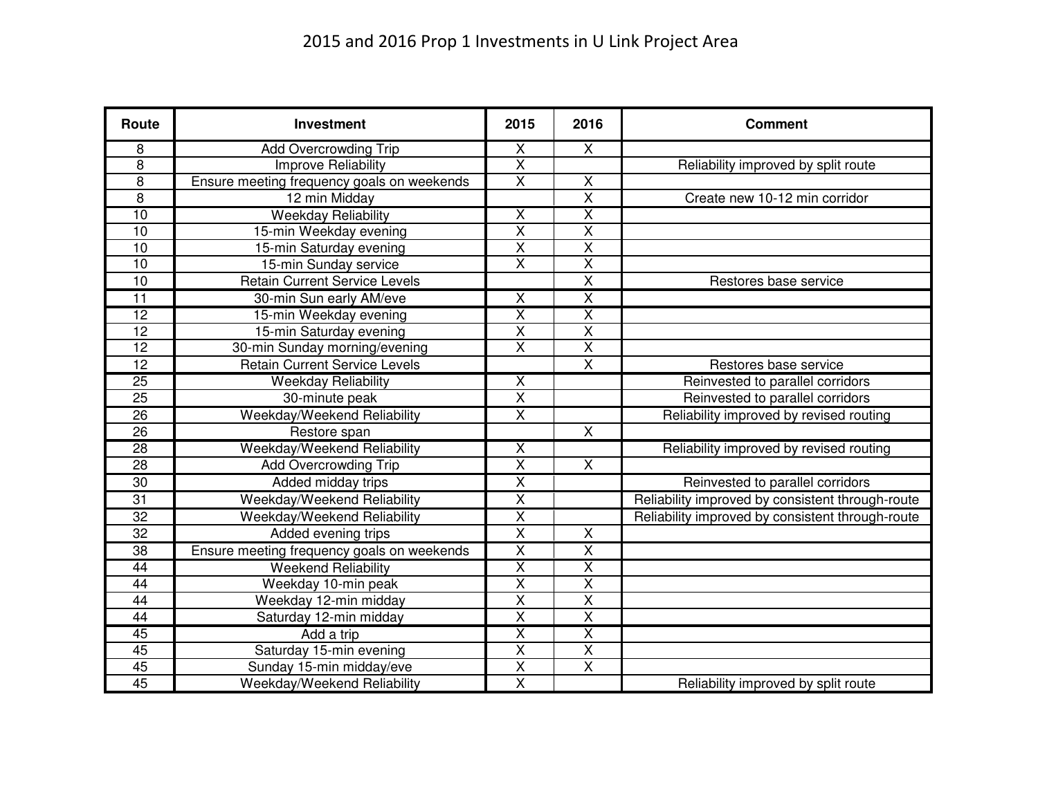# 2015 and 2016 Prop 1 Investments in U Link Project Area

| Route | Investment | 2015 | 2016 | Comment |
|---|---|---|---|---|
| 8 | Add Overcrowding Trip | X | X | |
| 8 | Improve Reliability | X | | Reliability improved by split route |
| 8 | Ensure meeting frequency goals on weekends | X | X | |
| 8 | 12 min Midday | | X | Create new 10-12 min corridor |
| 10 | Weekday Reliability | X | X | |
| 10 | 15-min Weekday evening | X | X | |
| 10 | 15-min Saturday evening | X | X | |
| 10 | 15-min Sunday service | X | X | |
| 10 | Retain Current Service Levels | | X | Restores base service |
| 11 | 30-min Sun early AM/eve | X | X | |
| 12 | 15-min Weekday evening | X | X | |
| 12 | 15-min Saturday evening | X | X | |
| 12 | 30-min Sunday morning/evening | X | X | |
| 12 | Retain Current Service Levels | | X | Restores base service |
| 25 | Weekday Reliability | X | | Reinvested to parallel corridors |
| 25 | 30-minute peak | X | | Reinvested to parallel corridors |
| 26 | Weekday/Weekend Reliability | X | | Reliability improved by revised routing |
| 26 | Restore span | | X | |
| 28 | Weekday/Weekend Reliability | X | | Reliability improved by revised routing |
| 28 | Add Overcrowding Trip | X | X | |
| 30 | Added midday trips | X | | Reinvested to parallel corridors |
| 31 | Weekday/Weekend Reliability | X | | Reliability improved by consistent through-route |
| 32 | Weekday/Weekend Reliability | X | | Reliability improved by consistent through-route |
| 32 | Added evening trips | X | X | |
| 38 | Ensure meeting frequency goals on weekends | X | X | |
| 44 | Weekend Reliability | X | X | |
| 44 | Weekday 10-min peak | X | X | |
| 44 | Weekday 12-min midday | X | X | |
| 44 | Saturday 12-min midday | X | X | |
| 45 | Add a trip | X | X | |
| 45 | Saturday 15-min evening | X | X | |
| 45 | Sunday 15-min midday/eve | X | X | |
| 45 | Weekday/Weekend Reliability | X | | Reliability improved by split route |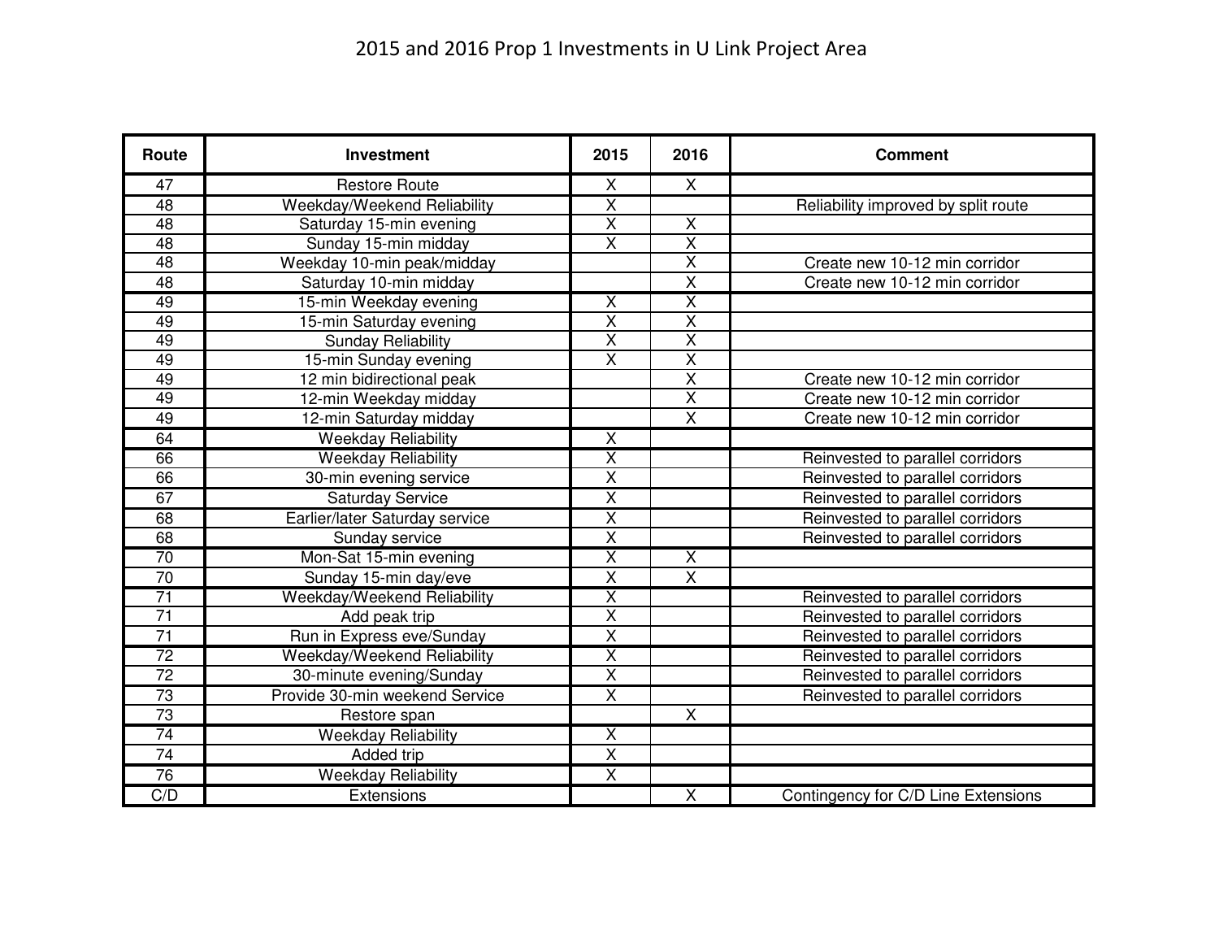# 2015 and 2016 Prop 1 Investments in U Link Project Area

| Route | Investment | 2015 | 2016 | Comment |
|---|---|---|---|---|
| 47 | Restore Route | X | X | |
| 48 | Weekday/Weekend Reliability | X | | Reliability improved by split route |
| 48 | Saturday 15-min evening | X | X | |
| 48 | Sunday 15-min midday | X | X | |
| 48 | Weekday 10-min peak/midday | | X | Create new 10-12 min corridor |
| 48 | Saturday 10-min midday | | X | Create new 10-12 min corridor |
| 49 | 15-min Weekday evening | X | X | |
| 49 | 15-min Saturday evening | X | X | |
| 49 | Sunday Reliability | X | X | |
| 49 | 15-min Sunday evening | X | X | |
| 49 | 12 min bidirectional peak | | X | Create new 10-12 min corridor |
| 49 | 12-min Weekday midday | | X | Create new 10-12 min corridor |
| 49 | 12-min Saturday midday | | X | Create new 10-12 min corridor |
| 64 | Weekday Reliability | X | | |
| 66 | Weekday Reliability | X | | Reinvested to parallel corridors |
| 66 | 30-min evening service | X | | Reinvested to parallel corridors |
| 67 | Saturday Service | X | | Reinvested to parallel corridors |
| 68 | Earlier/later Saturday service | X | | Reinvested to parallel corridors |
| 68 | Sunday service | X | | Reinvested to parallel corridors |
| 70 | Mon-Sat 15-min evening | X | X | |
| 70 | Sunday 15-min day/eve | X | X | |
| 71 | Weekday/Weekend Reliability | X | | Reinvested to parallel corridors |
| 71 | Add peak trip | X | | Reinvested to parallel corridors |
| 71 | Run in Express eve/Sunday | X | | Reinvested to parallel corridors |
| 72 | Weekday/Weekend Reliability | X | | Reinvested to parallel corridors |
| 72 | 30-minute evening/Sunday | X | | Reinvested to parallel corridors |
| 73 | Provide 30-min weekend Service | X | | Reinvested to parallel corridors |
| 73 | Restore span | | X | |
| 74 | Weekday Reliability | X | | |
| 74 | Added trip | X | | |
| 76 | Weekday Reliability | X | | |
| C/D | Extensions | | X | Contingency for C/D Line Extensions |